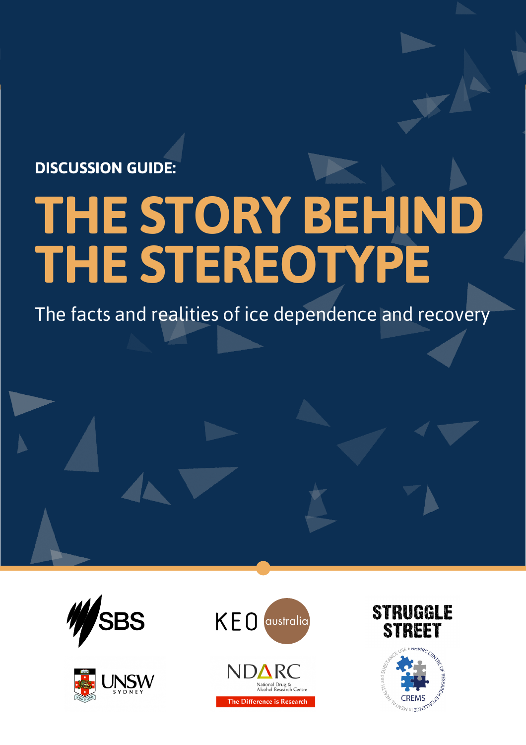**DISCUSSION GUIDE:**

# THE STORY BEHIND THE STEREOTYPE

The facts and realities of ice dependence and recovery

SBS

KEO australia

STRUGGLE STREET

UNSW SYDNEY

NDARC National Drug & Alcohol Research Centre

The Difference is Research

CREMS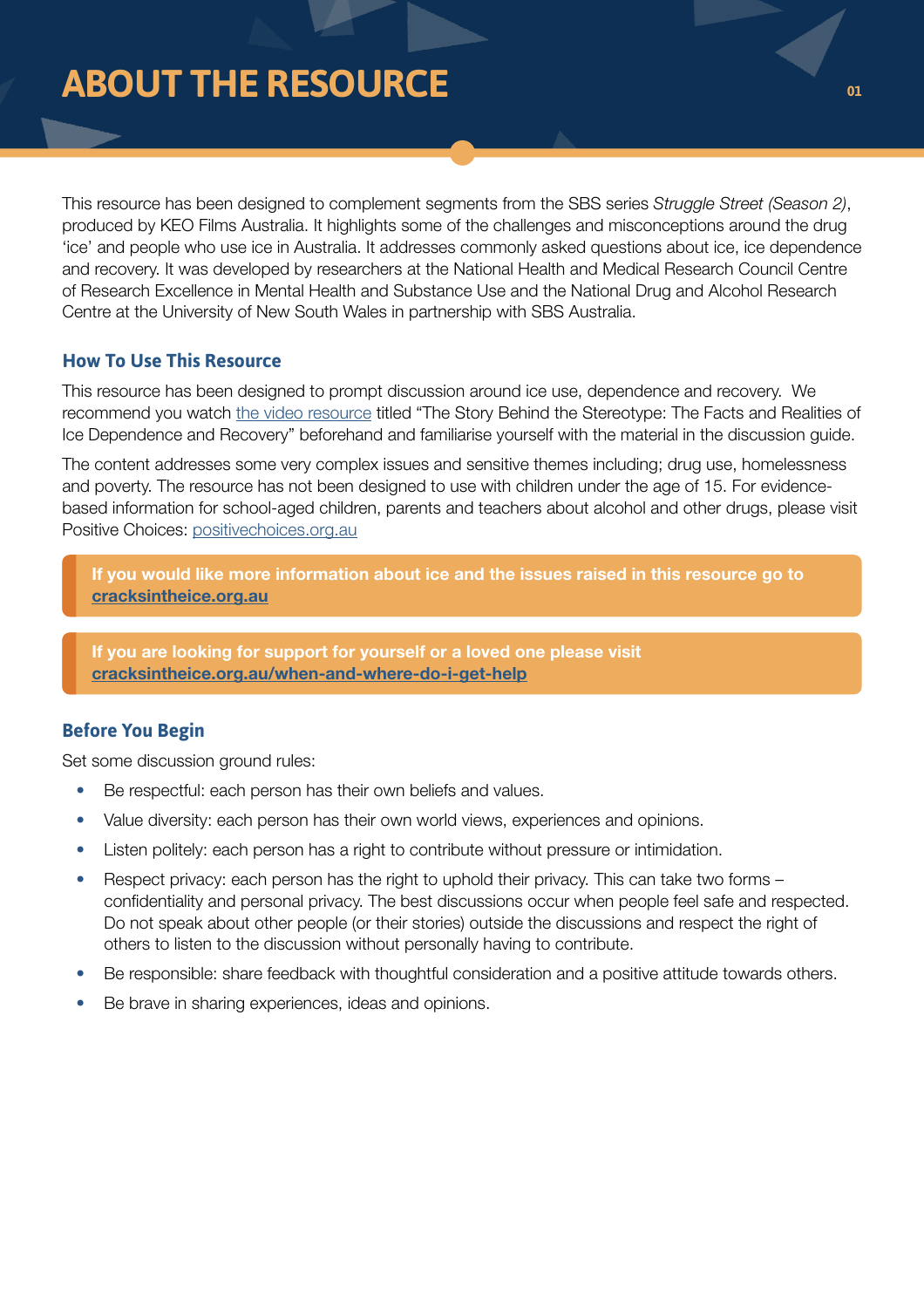# ABOUT THE RESOURCE

This resource has been designed to complement segments from the SBS series *Struggle Street (Season 2)*, produced by KEO Films Australia. It highlights some of the challenges and misconceptions around the drug 'ice' and people who use ice in Australia. It addresses commonly asked questions about ice, ice dependence and recovery. It was developed by researchers at the National Health and Medical Research Council Centre of Research Excellence in Mental Health and Substance Use and the National Drug and Alcohol Research Centre at the University of New South Wales in partnership with SBS Australia.

## How To Use This Resource

This resource has been designed to prompt discussion around ice use, dependence and recovery. We recommend you watch the video resource titled "The Story Behind the Stereotype: The Facts and Realities of Ice Dependence and Recovery" beforehand and familiarise yourself with the material in the discussion guide.

The content addresses some very complex issues and sensitive themes including; drug use, homelessness and poverty. The resource has not been designed to use with children under the age of 15. For evidence-based information for school-aged children, parents and teachers about alcohol and other drugs, please visit Positive Choices: positivechoices.org.au

**If you would like more information about ice and the issues raised in this resource go to cracksintheice.org.au**

**If you are looking for support for yourself or a loved one please visit cracksintheice.org.au/when-and-where-do-i-get-help**

## Before You Begin

Set some discussion ground rules:

- Be respectful: each person has their own beliefs and values.
- Value diversity: each person has their own world views, experiences and opinions.
- Listen politely: each person has a right to contribute without pressure or intimidation.
- Respect privacy: each person has the right to uphold their privacy. This can take two forms – confidentiality and personal privacy. The best discussions occur when people feel safe and respected. Do not speak about other people (or their stories) outside the discussions and respect the right of others to listen to the discussion without personally having to contribute.
- Be responsible: share feedback with thoughtful consideration and a positive attitude towards others.
- Be brave in sharing experiences, ideas and opinions.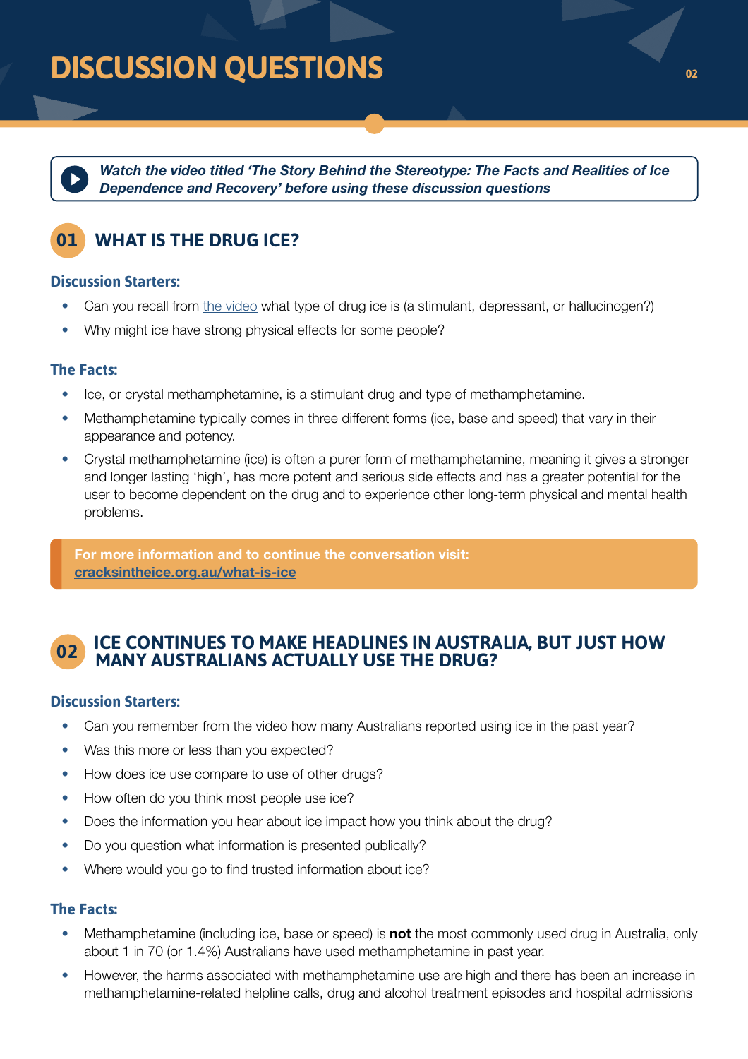# DISCUSSION QUESTIONS

***Watch the video titled 'The Story Behind the Stereotype: The Facts and Realities of Ice Dependence and Recovery' before using these discussion questions***

## 01 WHAT IS THE DRUG ICE?

### Discussion Starters:

- Can you recall from the video what type of drug ice is (a stimulant, depressant, or hallucinogen?)
- Why might ice have strong physical effects for some people?

### The Facts:

- Ice, or crystal methamphetamine, is a stimulant drug and type of methamphetamine.
- Methamphetamine typically comes in three different forms (ice, base and speed) that vary in their appearance and potency.
- Crystal methamphetamine (ice) is often a purer form of methamphetamine, meaning it gives a stronger and longer lasting 'high', has more potent and serious side effects and has a greater potential for the user to become dependent on the drug and to experience other long-term physical and mental health problems.

**For more information and to continue the conversation visit: cracksintheice.org.au/what-is-ice**

## 02 ICE CONTINUES TO MAKE HEADLINES IN AUSTRALIA, BUT JUST HOW MANY AUSTRALIANS ACTUALLY USE THE DRUG?

### Discussion Starters:

- Can you remember from the video how many Australians reported using ice in the past year?
- Was this more or less than you expected?
- How does ice use compare to use of other drugs?
- How often do you think most people use ice?
- Does the information you hear about ice impact how you think about the drug?
- Do you question what information is presented publically?
- Where would you go to find trusted information about ice?

### The Facts:

- Methamphetamine (including ice, base or speed) is **not** the most commonly used drug in Australia, only about 1 in 70 (or 1.4%) Australians have used methamphetamine in past year.
- However, the harms associated with methamphetamine use are high and there has been an increase in methamphetamine-related helpline calls, drug and alcohol treatment episodes and hospital admissions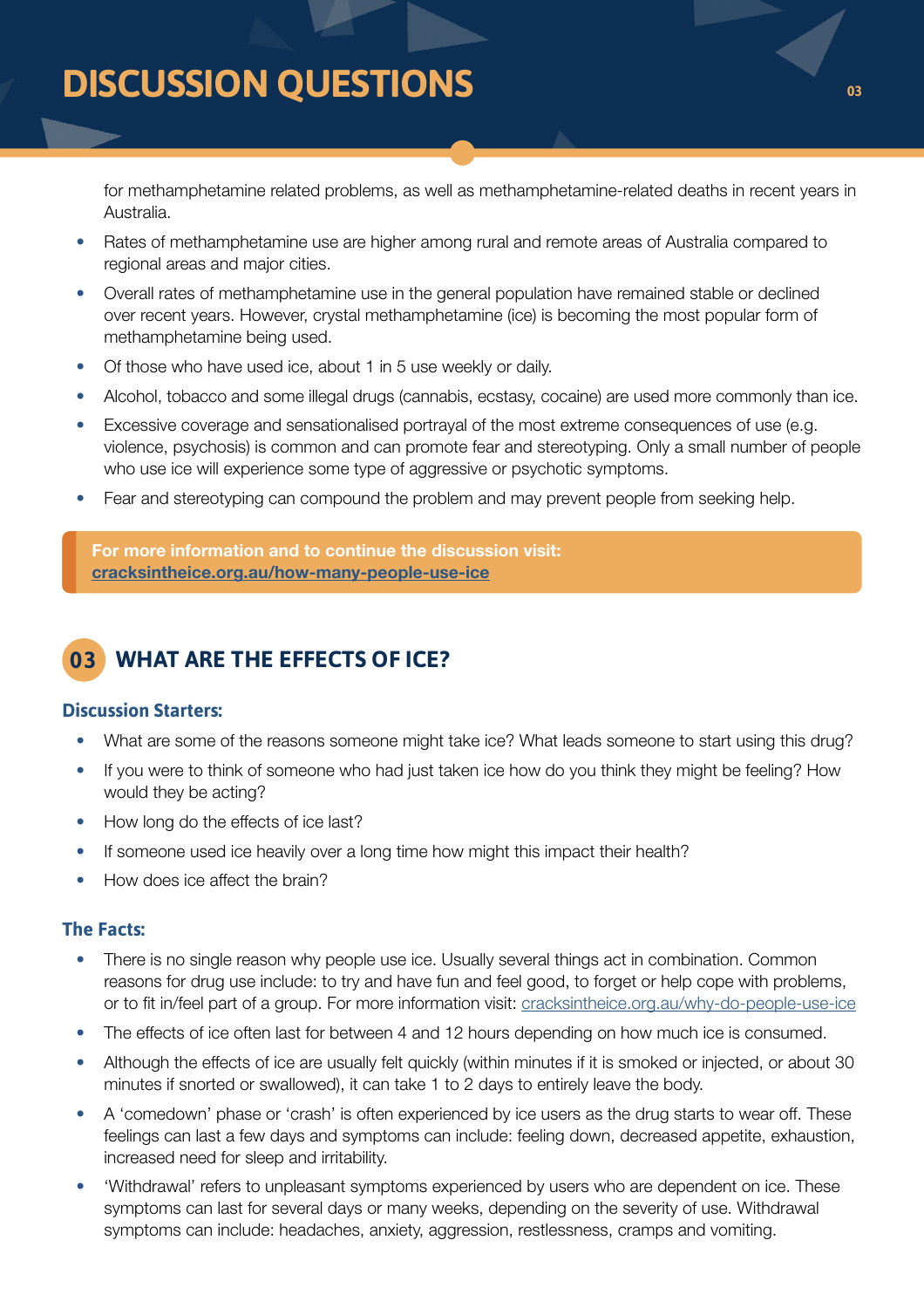for methamphetamine related problems, as well as methamphetamine-related deaths in recent years in Australia.

- Rates of methamphetamine use are higher among rural and remote areas of Australia compared to regional areas and major cities.
- Overall rates of methamphetamine use in the general population have remained stable or declined over recent years. However, crystal methamphetamine (ice) is becoming the most popular form of methamphetamine being used.
- Of those who have used ice, about 1 in 5 use weekly or daily.
- Alcohol, tobacco and some illegal drugs (cannabis, ecstasy, cocaine) are used more commonly than ice.
- Excessive coverage and sensationalised portrayal of the most extreme consequences of use (e.g. violence, psychosis) is common and can promote fear and stereotyping. Only a small number of people who use ice will experience some type of aggressive or psychotic symptoms.
- Fear and stereotyping can compound the problem and may prevent people from seeking help.

**For more information and to continue the discussion visit: cracksintheice.org.au/how-many-people-use-ice**

## 03 WHAT ARE THE EFFECTS OF ICE?

### Discussion Starters:

- What are some of the reasons someone might take ice? What leads someone to start using this drug?
- If you were to think of someone who had just taken ice how do you think they might be feeling? How would they be acting?
- How long do the effects of ice last?
- If someone used ice heavily over a long time how might this impact their health?
- How does ice affect the brain?

### The Facts:

- There is no single reason why people use ice. Usually several things act in combination. Common reasons for drug use include: to try and have fun and feel good, to forget or help cope with problems, or to fit in/feel part of a group. For more information visit: cracksintheice.org.au/why-do-people-use-ice
- The effects of ice often last for between 4 and 12 hours depending on how much ice is consumed.
- Although the effects of ice are usually felt quickly (within minutes if it is smoked or injected, or about 30 minutes if snorted or swallowed), it can take 1 to 2 days to entirely leave the body.
- A 'comedown' phase or 'crash' is often experienced by ice users as the drug starts to wear off. These feelings can last a few days and symptoms can include: feeling down, decreased appetite, exhaustion, increased need for sleep and irritability.
- 'Withdrawal' refers to unpleasant symptoms experienced by users who are dependent on ice. These symptoms can last for several days or many weeks, depending on the severity of use. Withdrawal symptoms can include: headaches, anxiety, aggression, restlessness, cramps and vomiting.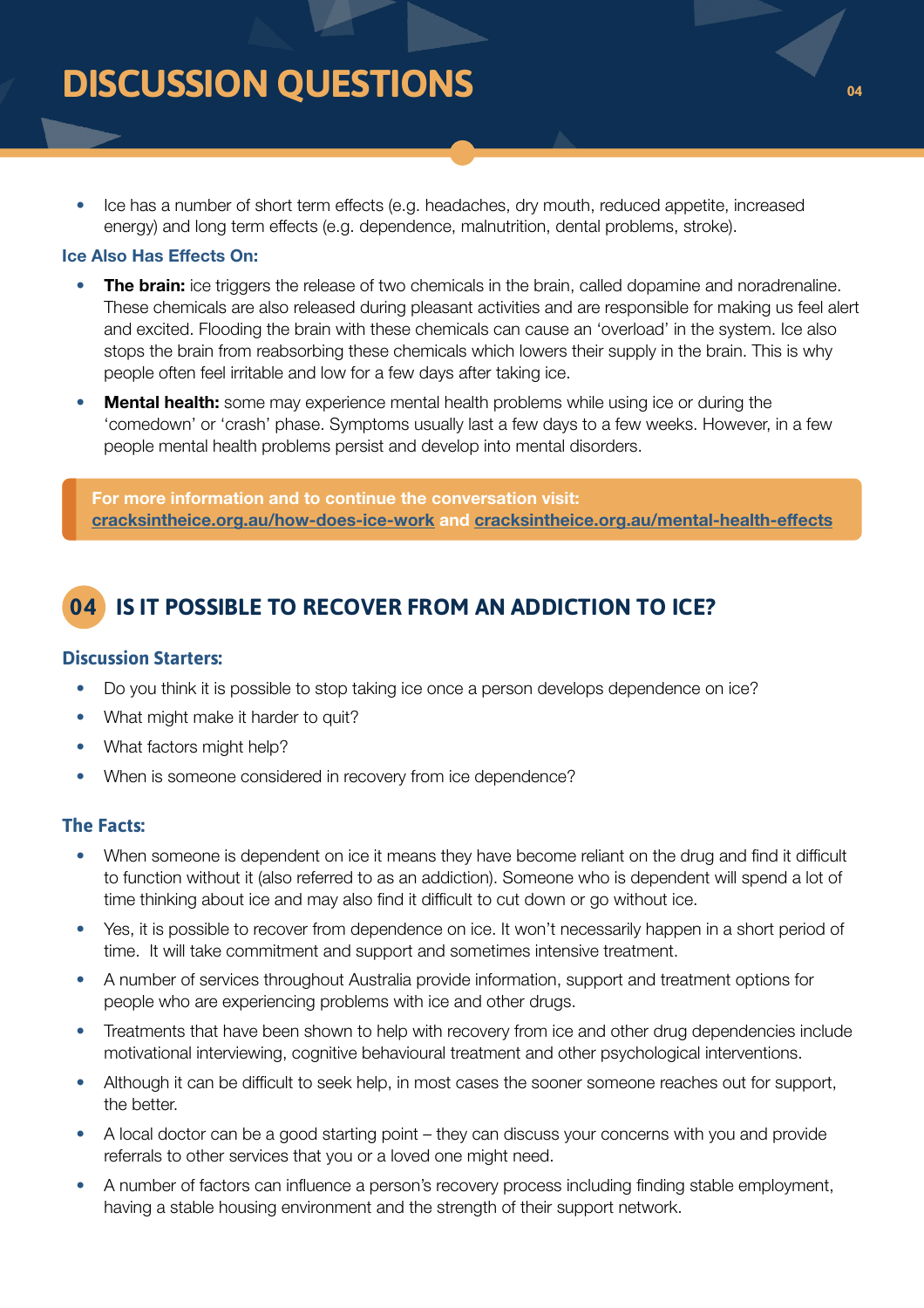# DISCUSSION QUESTIONS

- Ice has a number of short term effects (e.g. headaches, dry mouth, reduced appetite, increased energy) and long term effects (e.g. dependence, malnutrition, dental problems, stroke).

### Ice Also Has Effects On:

- **The brain:** ice triggers the release of two chemicals in the brain, called dopamine and noradrenaline. These chemicals are also released during pleasant activities and are responsible for making us feel alert and excited. Flooding the brain with these chemicals can cause an 'overload' in the system. Ice also stops the brain from reabsorbing these chemicals which lowers their supply in the brain. This is why people often feel irritable and low for a few days after taking ice.
- **Mental health:** some may experience mental health problems while using ice or during the 'comedown' or 'crash' phase. Symptoms usually last a few days to a few weeks. However, in a few people mental health problems persist and develop into mental disorders.

**For more information and to continue the conversation visit:**
**cracksintheice.org.au/how-does-ice-work and cracksintheice.org.au/mental-health-effects**

## 04 IS IT POSSIBLE TO RECOVER FROM AN ADDICTION TO ICE?

### Discussion Starters:

- Do you think it is possible to stop taking ice once a person develops dependence on ice?
- What might make it harder to quit?
- What factors might help?
- When is someone considered in recovery from ice dependence?

### The Facts:

- When someone is dependent on ice it means they have become reliant on the drug and find it difficult to function without it (also referred to as an addiction). Someone who is dependent will spend a lot of time thinking about ice and may also find it difficult to cut down or go without ice.
- Yes, it is possible to recover from dependence on ice. It won't necessarily happen in a short period of time. It will take commitment and support and sometimes intensive treatment.
- A number of services throughout Australia provide information, support and treatment options for people who are experiencing problems with ice and other drugs.
- Treatments that have been shown to help with recovery from ice and other drug dependencies include motivational interviewing, cognitive behavioural treatment and other psychological interventions.
- Although it can be difficult to seek help, in most cases the sooner someone reaches out for support, the better.
- A local doctor can be a good starting point – they can discuss your concerns with you and provide referrals to other services that you or a loved one might need.
- A number of factors can influence a person's recovery process including finding stable employment, having a stable housing environment and the strength of their support network.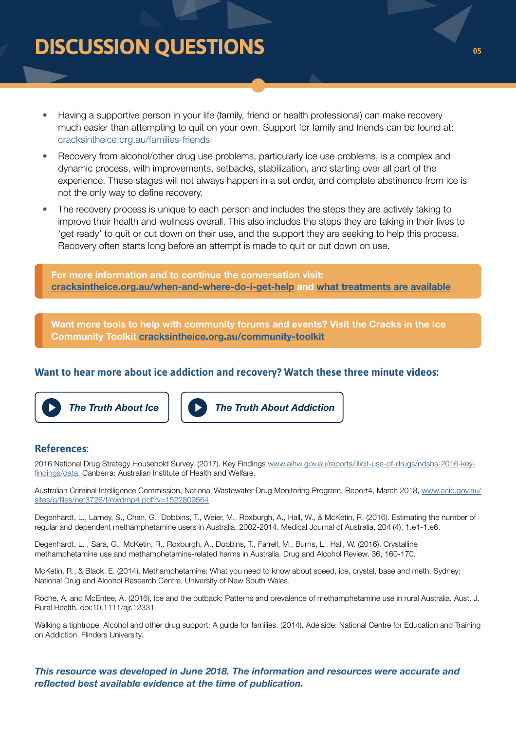# DISCUSSION QUESTIONS

- Having a supportive person in your life (family, friend or health professional) can make recovery much easier than attempting to quit on your own. Support for family and friends can be found at: cracksintheice.org.au/families-friends
- Recovery from alcohol/other drug use problems, particularly ice use problems, is a complex and dynamic process, with improvements, setbacks, stabilization, and starting over all part of the experience. These stages will not always happen in a set order, and complete abstinence from ice is not the only way to define recovery.
- The recovery process is unique to each person and includes the steps they are actively taking to improve their health and wellness overall. This also includes the steps they are taking in their lives to 'get ready' to quit or cut down on their use, and the support they are seeking to help this process. Recovery often starts long before an attempt is made to quit or cut down on use.

**For more information and to continue the conversation visit: cracksintheice.org.au/when-and-where-do-i-get-help and what treatments are available**

**Want more tools to help with community forums and events? Visit the Cracks in the Ice Community Toolkit cracksintheice.org.au/community-toolkit**

### Want to hear more about ice addiction and recovery? Watch these three minute videos:

***The Truth About Ice***

***The Truth About Addiction***

### References:

2016 National Drug Strategy Household Survey. (2017). Key Findings www.aihw.gov.au/reports/illicit-use-of-drugs/ndshs-2016-key-findings/data. Canberra: Australian Institute of Health and Welfare.

Australian Criminal Intelligence Commission, National Wastewater Drug Monitoring Program, Report4, March 2018, www.acic.gov.au/sites/g/files/net3726/f/nwdmp4.pdf?v=1522809564

Degenhardt, L., Larney, S., Chan, G., Dobbins, T., Weier, M., Roxburgh, A., Hall, W., & McKetin, R. (2016). Estimating the number of regular and dependent methamphetamine users in Australia, 2002-2014. Medical Journal of Australia, 204 (4), 1.e1-1.e6.

Degenhardt, L. , Sara, G., McKetin, R., Roxburgh, A., Dobbins, T., Farrell, M., Burns, L., Hall, W. (2016). Crystalline methamphetamine use and methamphetamine-related harms in Australia. Drug and Alcohol Review. 36, 160-170.

McKetin, R., & Black, E. (2014). Methamphetamine: What you need to know about speed, ice, crystal, base and meth. Sydney: National Drug and Alcohol Research Centre, University of New South Wales.

Roche, A. and McEntee, A. (2016), Ice and the outback: Patterns and prevalence of methamphetamine use in rural Australia. Aust. J. Rural Health. doi:10.1111/ajr.12331

Walking a tightrope. Alcohol and other drug support: A guide for families. (2014). Adelaide: National Centre for Education and Training on Addiction, Flinders University.

***This resource was developed in June 2018. The information and resources were accurate and reflected best available evidence at the time of publication.***